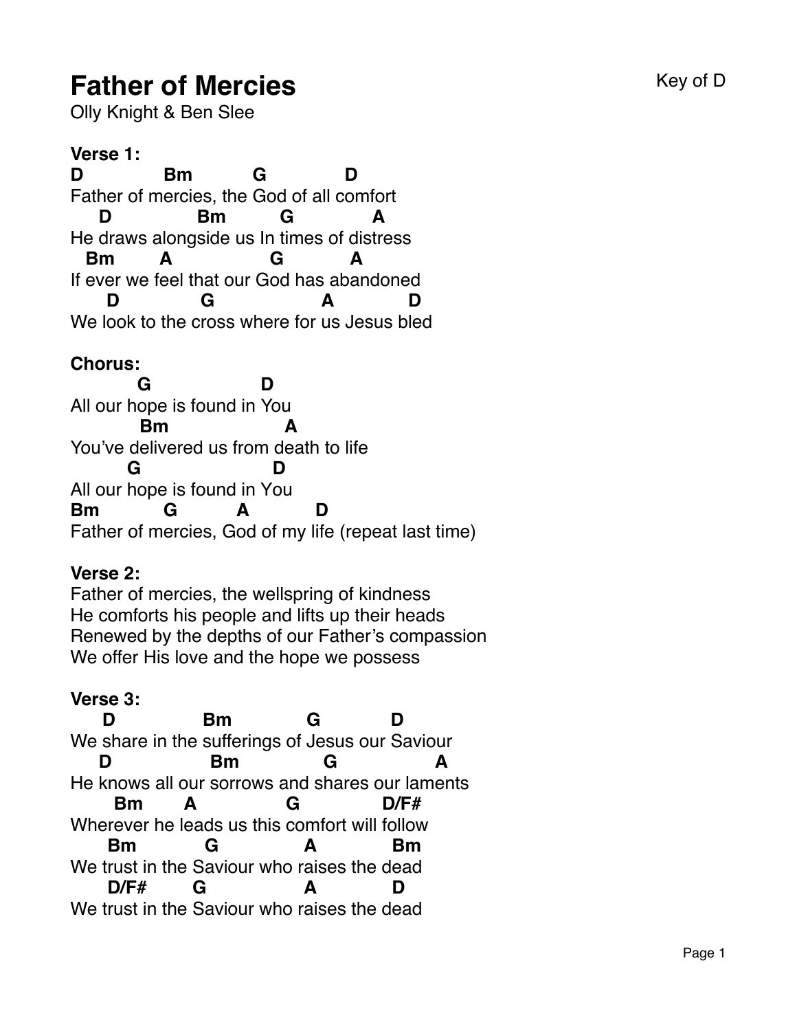# Father of Mercies

Key of D

Olly Knight & Ben Slee

**Verse 1:**

```
D              Bm          G             D
Father of mercies, the God of all comfort
    D               Bm         G             A
He draws alongside us In times of distress
   Bm        A                  G           A
If ever we feel that our God has abandoned
      D              G                   A            D
We look to the cross where for us Jesus bled
```

**Chorus:**

```
          G                  D
All our hope is found in You
           Bm                  A
You've delivered us from death to life
         G                     D
All our hope is found in You
Bm           G          A           D
Father of mercies, God of my life (repeat last time)
```

**Verse 2:**

Father of mercies, the wellspring of kindness
He comforts his people and lifts up their heads
Renewed by the depths of our Father's compassion
We offer His love and the hope we possess

**Verse 3:**

```
     D                Bm              G            D
We share in the sufferings of Jesus our Saviour
    D                  Bm               G                A
He knows all our sorrows and shares our laments
       Bm       A               G              D/F#
Wherever he leads us this comfort will follow
      Bm            G              A             Bm
We trust in the Saviour who raises the dead
      D/F#        G                A            D
We trust in the Saviour who raises the dead
```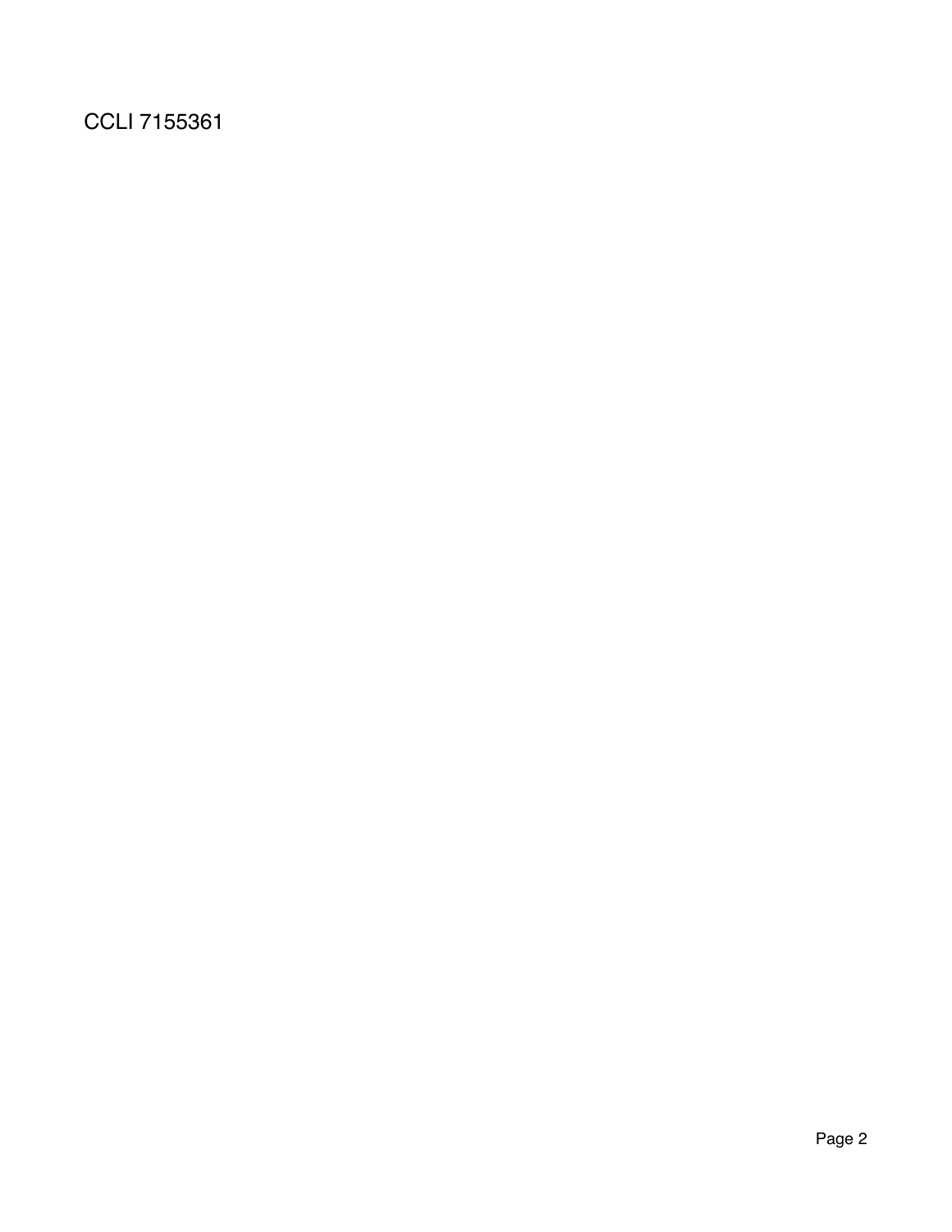CCLI 7155361